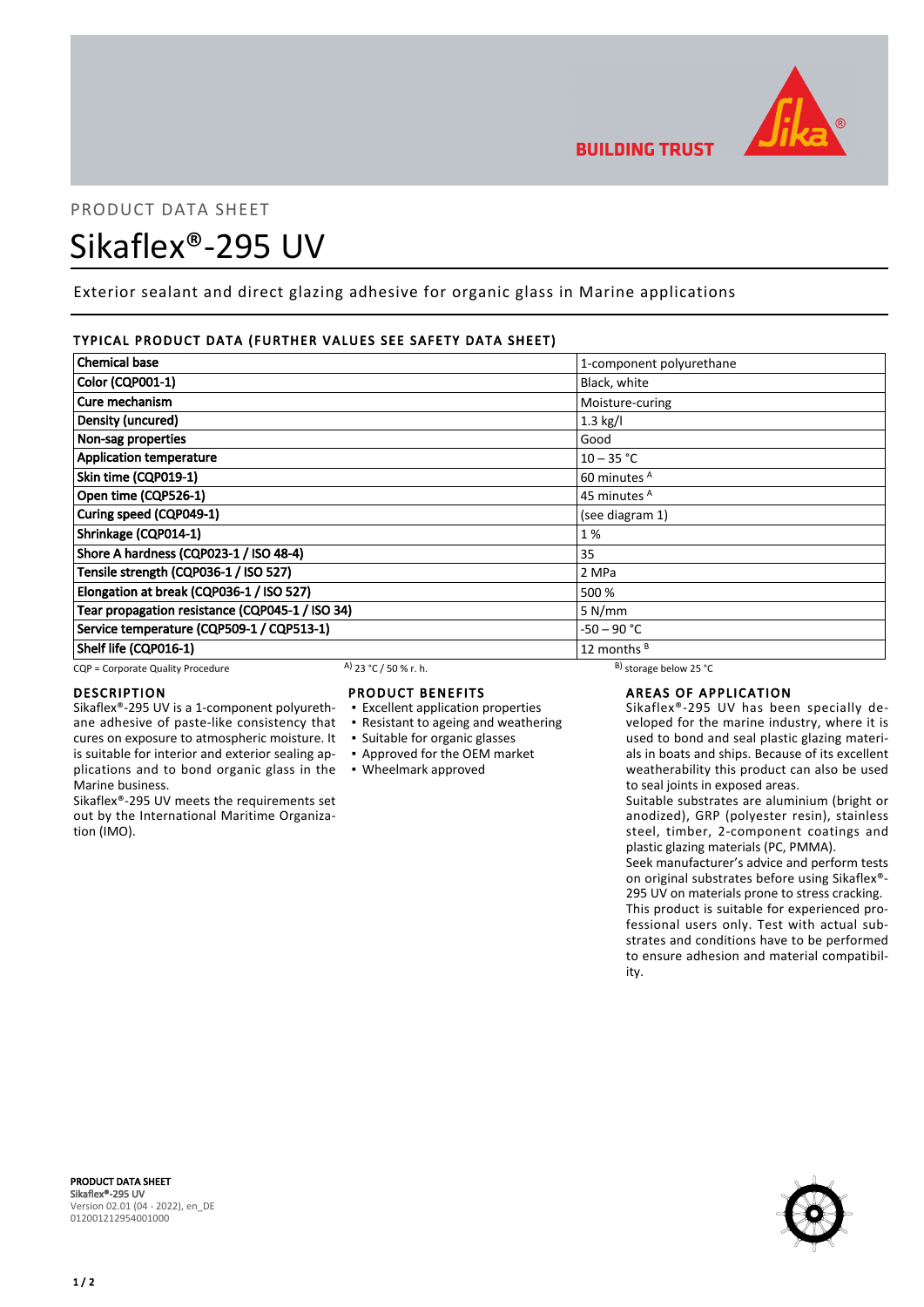PRODUCT DATA SHEET

# Sikaflex®-295 UV

Exterior sealant and direct glazing adhesive for organic glass in Marine applications

## TYPICAL PRODUCT DATA (FURTHER VALUES SEE SAFETY DATA SHEET)

| Property | Value |
|---|---|
| Chemical base | 1-component polyurethane |
| Color (CQP001-1) | Black, white |
| Cure mechanism | Moisture-curing |
| Density (uncured) | 1.3 kg/l |
| Non-sag properties | Good |
| Application temperature | 10 – 35 °C |
| Skin time (CQP019-1) | 60 minutes A |
| Open time (CQP526-1) | 45 minutes A |
| Curing speed (CQP049-1) | (see diagram 1) |
| Shrinkage (CQP014-1) | 1 % |
| Shore A hardness (CQP023-1 / ISO 48-4) | 35 |
| Tensile strength (CQP036-1 / ISO 527) | 2 MPa |
| Elongation at break (CQP036-1 / ISO 527) | 500 % |
| Tear propagation resistance (CQP045-1 / ISO 34) | 5 N/mm |
| Service temperature (CQP509-1 / CQP513-1) | -50 – 90 °C |
| Shelf life (CQP016-1) | 12 months B |

CQP = Corporate Quality Procedure A) 23 °C / 50 % r. h. B) storage below 25 °C

## DESCRIPTION

Sikaflex®-295 UV is a 1-component polyurethane adhesive of paste-like consistency that cures on exposure to atmospheric moisture. It is suitable for interior and exterior sealing applications and to bond organic glass in the Marine business.

Sikaflex®-295 UV meets the requirements set out by the International Maritime Organization (IMO).

## PRODUCT BENEFITS

- Excellent application properties
- Resistant to ageing and weathering
- Suitable for organic glasses
- Approved for the OEM market
- Wheelmark approved

## AREAS OF APPLICATION

Sikaflex®-295 UV has been specially developed for the marine industry, where it is used to bond and seal plastic glazing materials in boats and ships. Because of its excellent weatherability this product can also be used to seal joints in exposed areas.

Suitable substrates are aluminium (bright or anodized), GRP (polyester resin), stainless steel, timber, 2-component coatings and plastic glazing materials (PC, PMMA).

Seek manufacturer's advice and perform tests on original substrates before using Sikaflex®-295 UV on materials prone to stress cracking.

This product is suitable for experienced professional users only. Test with actual substrates and conditions have to be performed to ensure adhesion and material compatibility.

PRODUCT DATA SHEET
Sikaflex®-295 UV
Version 02.01 (04 - 2022), en_DE
012001212954001000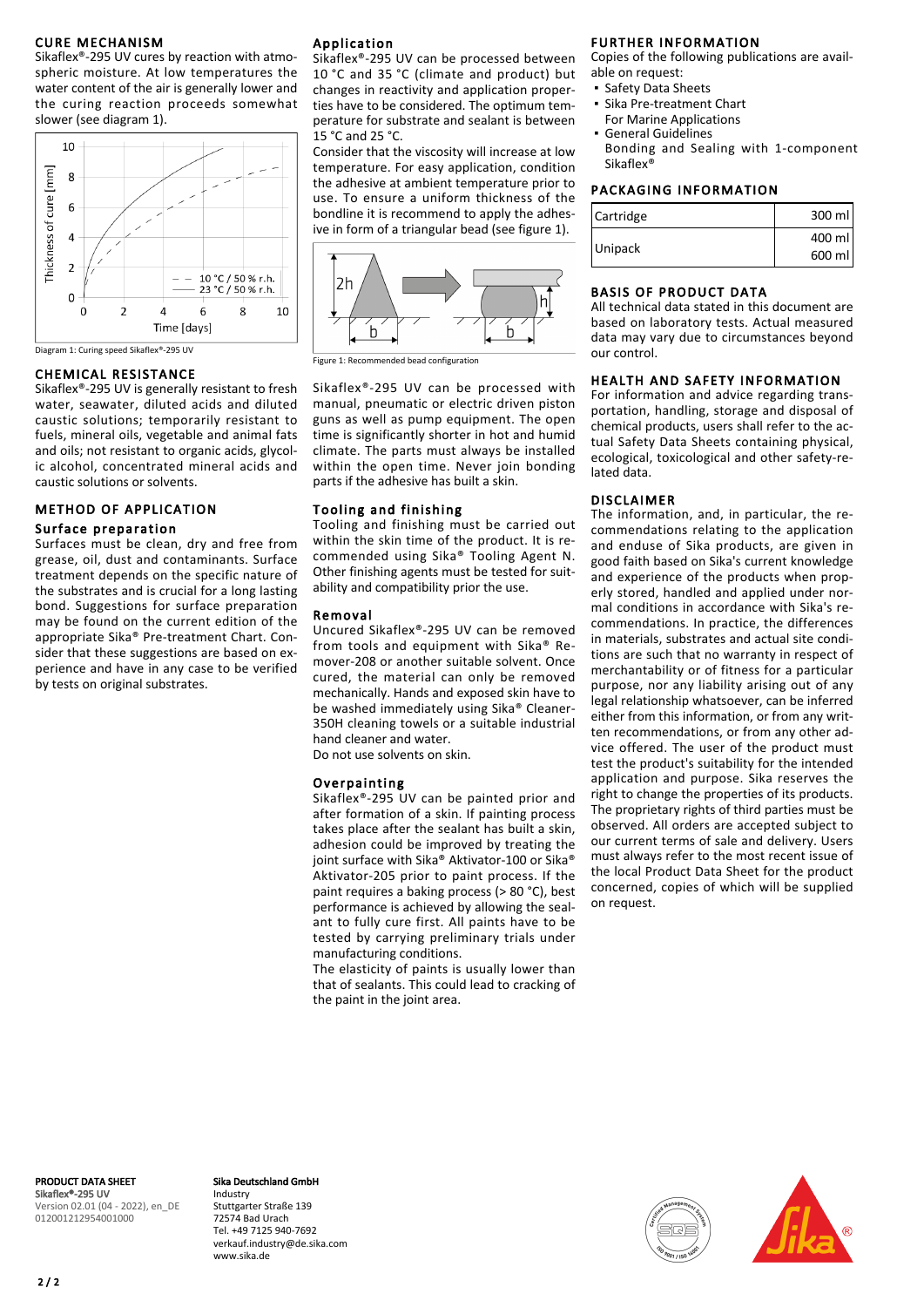## CURE MECHANISM

Sikaflex®-295 UV cures by reaction with atmospheric moisture. At low temperatures the water content of the air is generally lower and the curing reaction proceeds somewhat slower (see diagram 1).

Thickness of cure [mm]
10
8
6
4
2
0
0 2 4 6 8 10
Time [days]
10 °C / 50 % r.h.
23 °C / 50 % r.h.

Diagram 1: Curing speed Sikaflex®-295 UV

## CHEMICAL RESISTANCE

Sikaflex®-295 UV is generally resistant to fresh water, seawater, diluted acids and diluted caustic solutions; temporarily resistant to fuels, mineral oils, vegetable and animal fats and oils; not resistant to organic acids, glycolic alcohol, concentrated mineral acids and caustic solutions or solvents.

## METHOD OF APPLICATION

### Surface preparation

Surfaces must be clean, dry and free from grease, oil, dust and contaminants. Surface treatment depends on the specific nature of the substrates and is crucial for a long lasting bond. Suggestions for surface preparation may be found on the current edition of the appropriate Sika® Pre-treatment Chart. Consider that these suggestions are based on experience and have in any case to be verified by tests on original substrates.

### Application

Sikaflex®-295 UV can be processed between 10 °C and 35 °C (climate and product) but changes in reactivity and application properties have to be considered. The optimum temperature for substrate and sealant is between 15 °C and 25 °C.

Consider that the viscosity will increase at low temperature. For easy application, condition the adhesive at ambient temperature prior to use. To ensure a uniform thickness of the bondline it is recommend to apply the adhesive in form of a triangular bead (see figure 1).

2h
b
h
b

Figure 1: Recommended bead configuration

Sikaflex®-295 UV can be processed with manual, pneumatic or electric driven piston guns as well as pump equipment. The open time is significantly shorter in hot and humid climate. The parts must always be installed within the open time. Never join bonding parts if the adhesive has built a skin.

### Tooling and finishing

Tooling and finishing must be carried out within the skin time of the product. It is recommended using Sika® Tooling Agent N. Other finishing agents must be tested for suitability and compatibility prior the use.

### Removal

Uncured Sikaflex®-295 UV can be removed from tools and equipment with Sika® Remover-208 or another suitable solvent. Once cured, the material can only be removed mechanically. Hands and exposed skin have to be washed immediately using Sika® Cleaner-350H cleaning towels or a suitable industrial hand cleaner and water.

Do not use solvents on skin.

### Overpainting

Sikaflex®-295 UV can be painted prior and after formation of a skin. If painting process takes place after the sealant has built a skin, adhesion could be improved by treating the joint surface with Sika® Aktivator-100 or Sika® Aktivator-205 prior to paint process. If the paint requires a baking process (> 80 °C), best performance is achieved by allowing the sealant to fully cure first. All paints have to be tested by carrying preliminary trials under manufacturing conditions.

The elasticity of paints is usually lower than that of sealants. This could lead to cracking of the paint in the joint area.

## FURTHER INFORMATION

Copies of the following publications are available on request:

- Safety Data Sheets
- Sika Pre-treatment Chart For Marine Applications
- General Guidelines Bonding and Sealing with 1-component Sikaflex®

## PACKAGING INFORMATION

| | |
|---|---|
| Cartridge | 300 ml |
| Unipack | 400 ml<br>600 ml |

## BASIS OF PRODUCT DATA

All technical data stated in this document are based on laboratory tests. Actual measured data may vary due to circumstances beyond our control.

## HEALTH AND SAFETY INFORMATION

For information and advice regarding transportation, handling, storage and disposal of chemical products, users shall refer to the actual Safety Data Sheets containing physical, ecological, toxicological and other safety-related data.

## DISCLAIMER

The information, and, in particular, the recommendations relating to the application and enduse of Sika products, are given in good faith based on Sika's current knowledge and experience of the products when properly stored, handled and applied under normal conditions in accordance with Sika's recommendations. In practice, the differences in materials, substrates and actual site conditions are such that no warranty in respect of merchantability or of fitness for a particular purpose, nor any liability arising out of any legal relationship whatsoever, can be inferred either from this information, or from any written recommendations, or from any other advice offered. The user of the product must test the product's suitability for the intended application and purpose. Sika reserves the right to change the properties of its products. The proprietary rights of third parties must be observed. All orders are accepted subject to our current terms of sale and delivery. Users must always refer to the most recent issue of the local Product Data Sheet for the product concerned, copies of which will be supplied on request.

**PRODUCT DATA SHEET**
**Sikaflex®-295 UV**
Version 02.01 (04 - 2022), en_DE
012001212954001000

**Sika Deutschland GmbH**
Industry
Stuttgarter Straße 139
72574 Bad Urach
Tel. +49 7125 940-7692
verkauf.industry@de.sika.com
www.sika.de